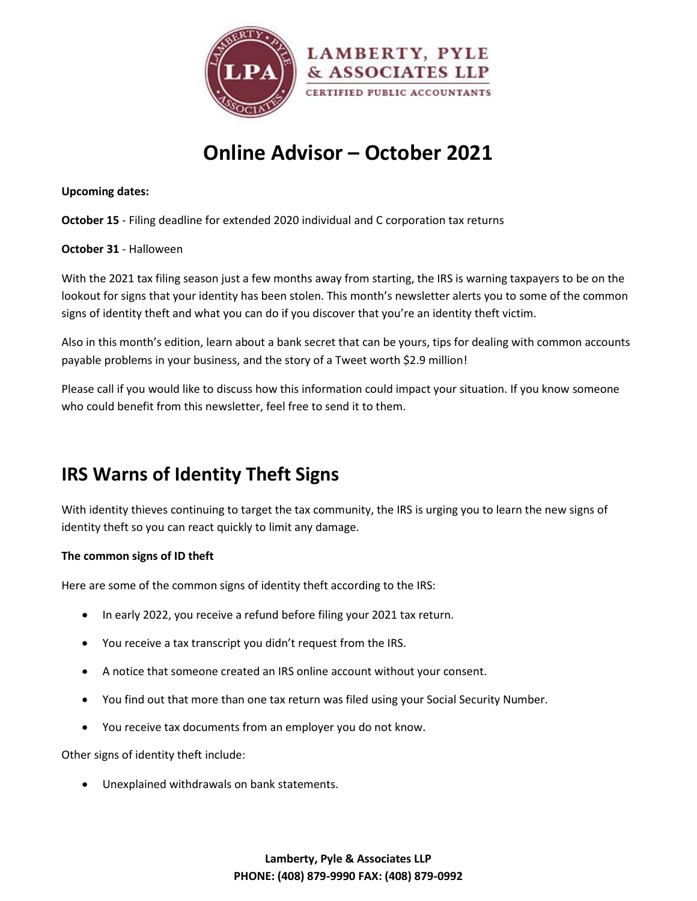# Online Advisor – October 2021

**Upcoming dates:**

**October 15** - Filing deadline for extended 2020 individual and C corporation tax returns

**October 31** - Halloween

With the 2021 tax filing season just a few months away from starting, the IRS is warning taxpayers to be on the lookout for signs that your identity has been stolen. This month's newsletter alerts you to some of the common signs of identity theft and what you can do if you discover that you're an identity theft victim.

Also in this month's edition, learn about a bank secret that can be yours, tips for dealing with common accounts payable problems in your business, and the story of a Tweet worth $2.9 million!

Please call if you would like to discuss how this information could impact your situation. If you know someone who could benefit from this newsletter, feel free to send it to them.

## IRS Warns of Identity Theft Signs

With identity thieves continuing to target the tax community, the IRS is urging you to learn the new signs of identity theft so you can react quickly to limit any damage.

**The common signs of ID theft**

Here are some of the common signs of identity theft according to the IRS:

- In early 2022, you receive a refund before filing your 2021 tax return.
- You receive a tax transcript you didn't request from the IRS.
- A notice that someone created an IRS online account without your consent.
- You find out that more than one tax return was filed using your Social Security Number.
- You receive tax documents from an employer you do not know.

Other signs of identity theft include:

- Unexplained withdrawals on bank statements.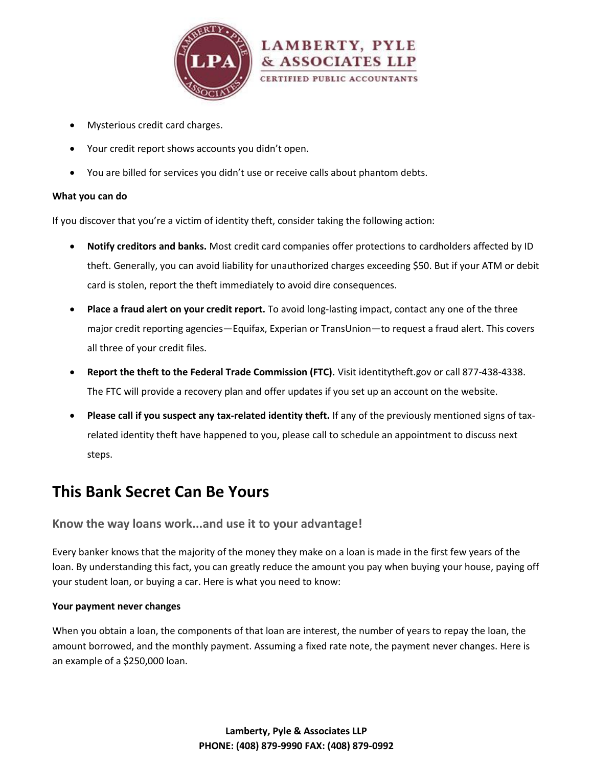- Mysterious credit card charges.
- Your credit report shows accounts you didn't open.
- You are billed for services you didn't use or receive calls about phantom debts.

**What you can do**

If you discover that you're a victim of identity theft, consider taking the following action:

- **Notify creditors and banks.** Most credit card companies offer protections to cardholders affected by ID theft. Generally, you can avoid liability for unauthorized charges exceeding $50. But if your ATM or debit card is stolen, report the theft immediately to avoid dire consequences.
- **Place a fraud alert on your credit report.** To avoid long-lasting impact, contact any one of the three major credit reporting agencies—Equifax, Experian or TransUnion—to request a fraud alert. This covers all three of your credit files.
- **Report the theft to the Federal Trade Commission (FTC).** Visit identitytheft.gov or call 877-438-4338. The FTC will provide a recovery plan and offer updates if you set up an account on the website.
- **Please call if you suspect any tax-related identity theft.** If any of the previously mentioned signs of tax-related identity theft have happened to you, please call to schedule an appointment to discuss next steps.

# This Bank Secret Can Be Yours

## Know the way loans work...and use it to your advantage!

Every banker knows that the majority of the money they make on a loan is made in the first few years of the loan. By understanding this fact, you can greatly reduce the amount you pay when buying your house, paying off your student loan, or buying a car. Here is what you need to know:

**Your payment never changes**

When you obtain a loan, the components of that loan are interest, the number of years to repay the loan, the amount borrowed, and the monthly payment. Assuming a fixed rate note, the payment never changes. Here is an example of a $250,000 loan.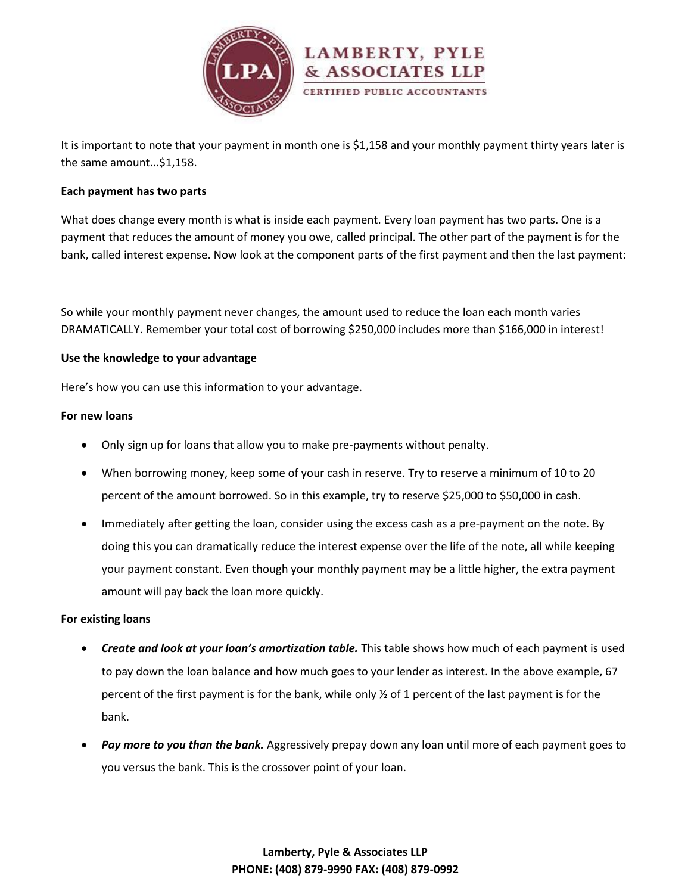It is important to note that your payment in month one is $1,158 and your monthly payment thirty years later is the same amount...$1,158.

**Each payment has two parts**

What does change every month is what is inside each payment. Every loan payment has two parts. One is a payment that reduces the amount of money you owe, called principal. The other part of the payment is for the bank, called interest expense. Now look at the component parts of the first payment and then the last payment:

So while your monthly payment never changes, the amount used to reduce the loan each month varies DRAMATICALLY. Remember your total cost of borrowing $250,000 includes more than $166,000 in interest!

**Use the knowledge to your advantage**

Here's how you can use this information to your advantage.

**For new loans**

- Only sign up for loans that allow you to make pre-payments without penalty.
- When borrowing money, keep some of your cash in reserve. Try to reserve a minimum of 10 to 20 percent of the amount borrowed. So in this example, try to reserve $25,000 to $50,000 in cash.
- Immediately after getting the loan, consider using the excess cash as a pre-payment on the note. By doing this you can dramatically reduce the interest expense over the life of the note, all while keeping your payment constant. Even though your monthly payment may be a little higher, the extra payment amount will pay back the loan more quickly.

**For existing loans**

- ***Create and look at your loan's amortization table.*** This table shows how much of each payment is used to pay down the loan balance and how much goes to your lender as interest. In the above example, 67 percent of the first payment is for the bank, while only ½ of 1 percent of the last payment is for the bank.
- ***Pay more to you than the bank.*** Aggressively prepay down any loan until more of each payment goes to you versus the bank. This is the crossover point of your loan.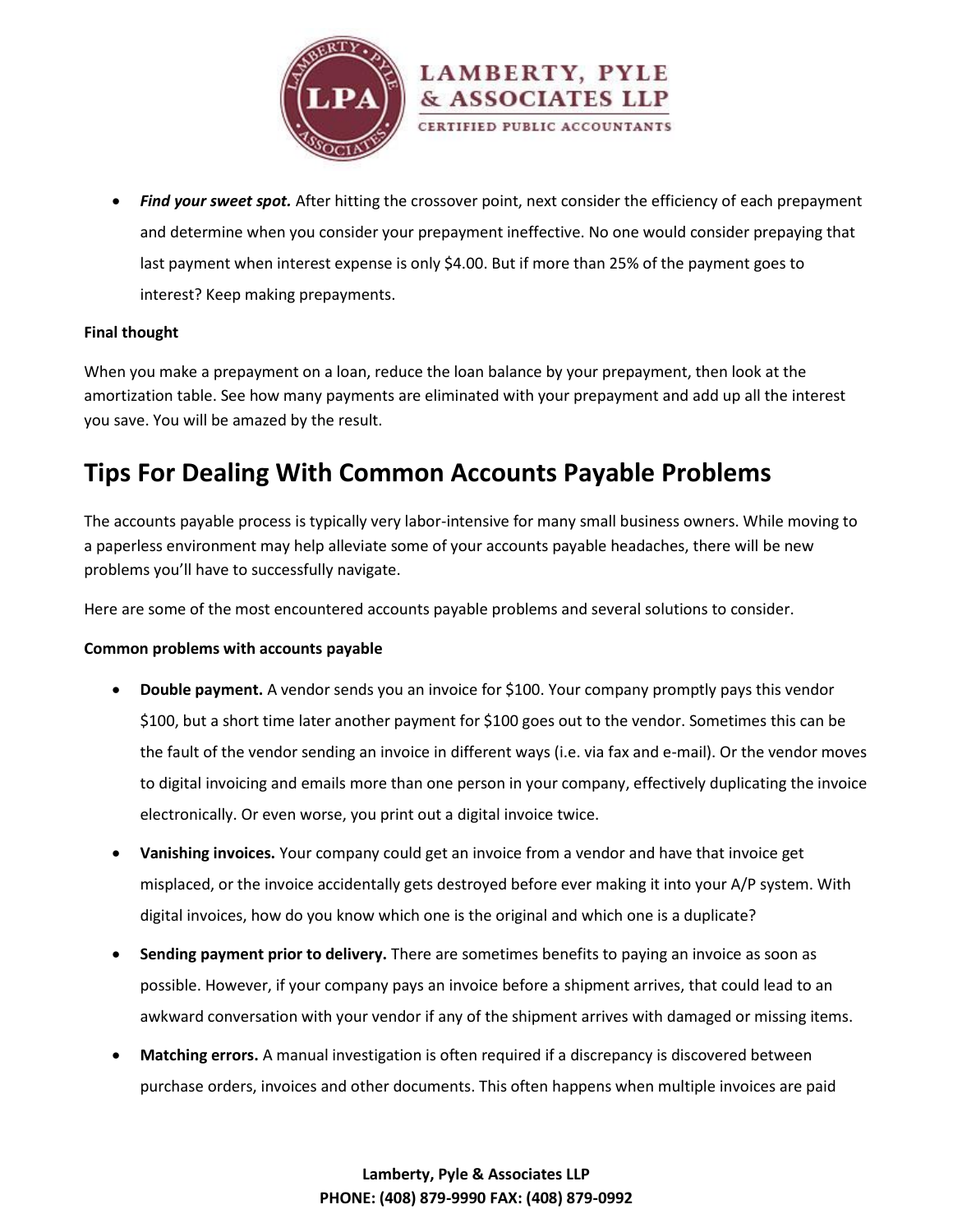- ***Find your sweet spot.*** After hitting the crossover point, next consider the efficiency of each prepayment and determine when you consider your prepayment ineffective. No one would consider prepaying that last payment when interest expense is only $4.00. But if more than 25% of the payment goes to interest? Keep making prepayments.

**Final thought**

When you make a prepayment on a loan, reduce the loan balance by your prepayment, then look at the amortization table. See how many payments are eliminated with your prepayment and add up all the interest you save. You will be amazed by the result.

# Tips For Dealing With Common Accounts Payable Problems

The accounts payable process is typically very labor-intensive for many small business owners. While moving to a paperless environment may help alleviate some of your accounts payable headaches, there will be new problems you'll have to successfully navigate.

Here are some of the most encountered accounts payable problems and several solutions to consider.

**Common problems with accounts payable**

- **Double payment.** A vendor sends you an invoice for $100. Your company promptly pays this vendor $100, but a short time later another payment for $100 goes out to the vendor. Sometimes this can be the fault of the vendor sending an invoice in different ways (i.e. via fax and e-mail). Or the vendor moves to digital invoicing and emails more than one person in your company, effectively duplicating the invoice electronically. Or even worse, you print out a digital invoice twice.
- **Vanishing invoices.** Your company could get an invoice from a vendor and have that invoice get misplaced, or the invoice accidentally gets destroyed before ever making it into your A/P system. With digital invoices, how do you know which one is the original and which one is a duplicate?
- **Sending payment prior to delivery.** There are sometimes benefits to paying an invoice as soon as possible. However, if your company pays an invoice before a shipment arrives, that could lead to an awkward conversation with your vendor if any of the shipment arrives with damaged or missing items.
- **Matching errors.** A manual investigation is often required if a discrepancy is discovered between purchase orders, invoices and other documents. This often happens when multiple invoices are paid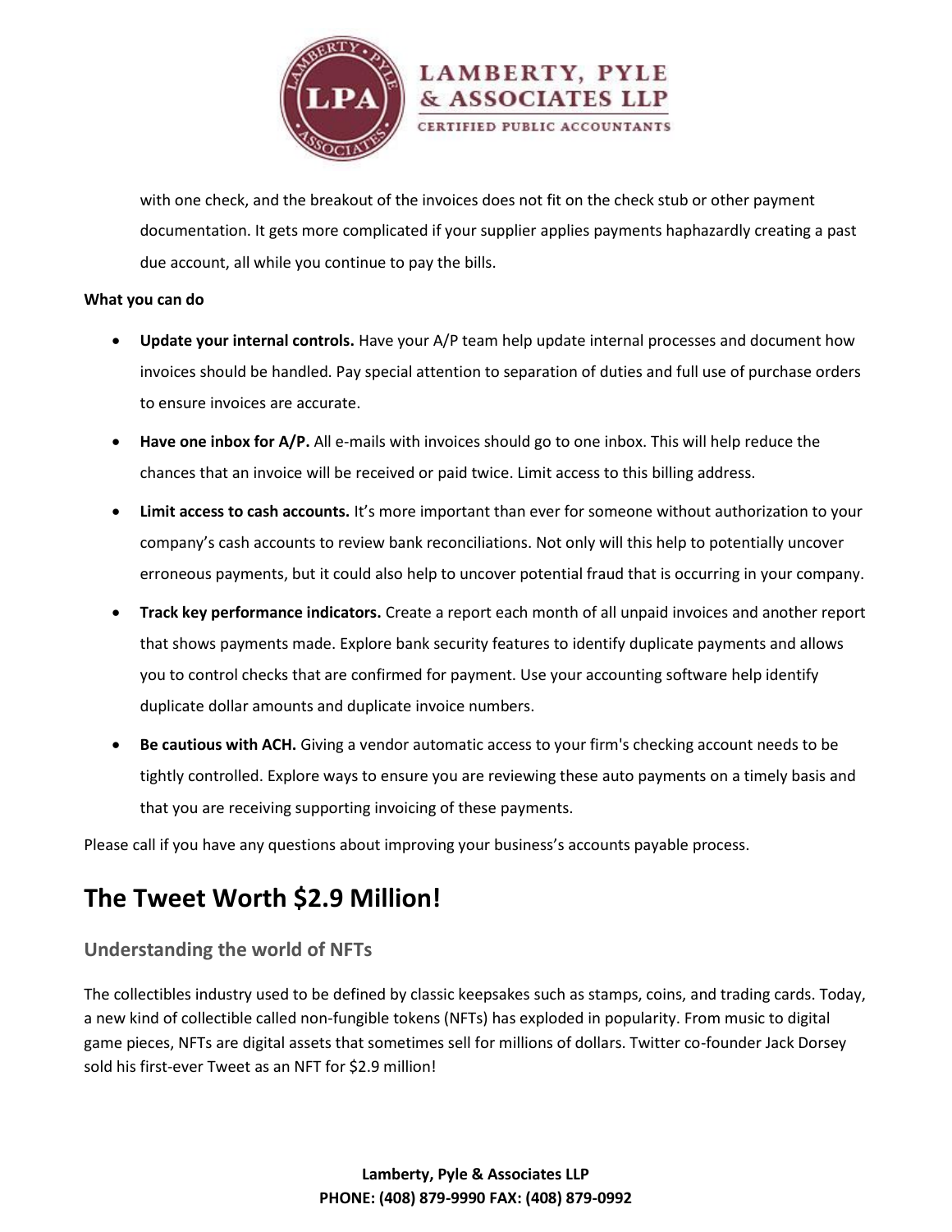with one check, and the breakout of the invoices does not fit on the check stub or other payment documentation. It gets more complicated if your supplier applies payments haphazardly creating a past due account, all while you continue to pay the bills.

**What you can do**

- **Update your internal controls.** Have your A/P team help update internal processes and document how invoices should be handled. Pay special attention to separation of duties and full use of purchase orders to ensure invoices are accurate.
- **Have one inbox for A/P.** All e-mails with invoices should go to one inbox. This will help reduce the chances that an invoice will be received or paid twice. Limit access to this billing address.
- **Limit access to cash accounts.** It's more important than ever for someone without authorization to your company's cash accounts to review bank reconciliations. Not only will this help to potentially uncover erroneous payments, but it could also help to uncover potential fraud that is occurring in your company.
- **Track key performance indicators.** Create a report each month of all unpaid invoices and another report that shows payments made. Explore bank security features to identify duplicate payments and allows you to control checks that are confirmed for payment. Use your accounting software help identify duplicate dollar amounts and duplicate invoice numbers.
- **Be cautious with ACH.** Giving a vendor automatic access to your firm's checking account needs to be tightly controlled. Explore ways to ensure you are reviewing these auto payments on a timely basis and that you are receiving supporting invoicing of these payments.

Please call if you have any questions about improving your business's accounts payable process.

# The Tweet Worth $2.9 Million!

## Understanding the world of NFTs

The collectibles industry used to be defined by classic keepsakes such as stamps, coins, and trading cards. Today, a new kind of collectible called non-fungible tokens (NFTs) has exploded in popularity. From music to digital game pieces, NFTs are digital assets that sometimes sell for millions of dollars. Twitter co-founder Jack Dorsey sold his first-ever Tweet as an NFT for $2.9 million!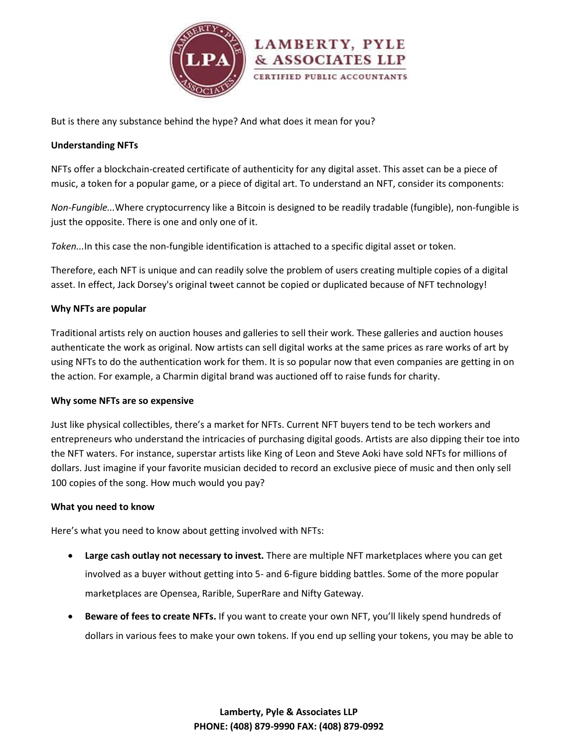But is there any substance behind the hype? And what does it mean for you?

**Understanding NFTs**

NFTs offer a blockchain-created certificate of authenticity for any digital asset. This asset can be a piece of music, a token for a popular game, or a piece of digital art. To understand an NFT, consider its components:

*Non-Fungible...*Where cryptocurrency like a Bitcoin is designed to be readily tradable (fungible), non-fungible is just the opposite. There is one and only one of it.

*Token...*In this case the non-fungible identification is attached to a specific digital asset or token.

Therefore, each NFT is unique and can readily solve the problem of users creating multiple copies of a digital asset. In effect, Jack Dorsey's original tweet cannot be copied or duplicated because of NFT technology!

**Why NFTs are popular**

Traditional artists rely on auction houses and galleries to sell their work. These galleries and auction houses authenticate the work as original. Now artists can sell digital works at the same prices as rare works of art by using NFTs to do the authentication work for them. It is so popular now that even companies are getting in on the action. For example, a Charmin digital brand was auctioned off to raise funds for charity.

**Why some NFTs are so expensive**

Just like physical collectibles, there's a market for NFTs. Current NFT buyers tend to be tech workers and entrepreneurs who understand the intricacies of purchasing digital goods. Artists are also dipping their toe into the NFT waters. For instance, superstar artists like King of Leon and Steve Aoki have sold NFTs for millions of dollars. Just imagine if your favorite musician decided to record an exclusive piece of music and then only sell 100 copies of the song. How much would you pay?

**What you need to know**

Here's what you need to know about getting involved with NFTs:

- **Large cash outlay not necessary to invest.** There are multiple NFT marketplaces where you can get involved as a buyer without getting into 5- and 6-figure bidding battles. Some of the more popular marketplaces are Opensea, Rarible, SuperRare and Nifty Gateway.
- **Beware of fees to create NFTs.** If you want to create your own NFT, you'll likely spend hundreds of dollars in various fees to make your own tokens. If you end up selling your tokens, you may be able to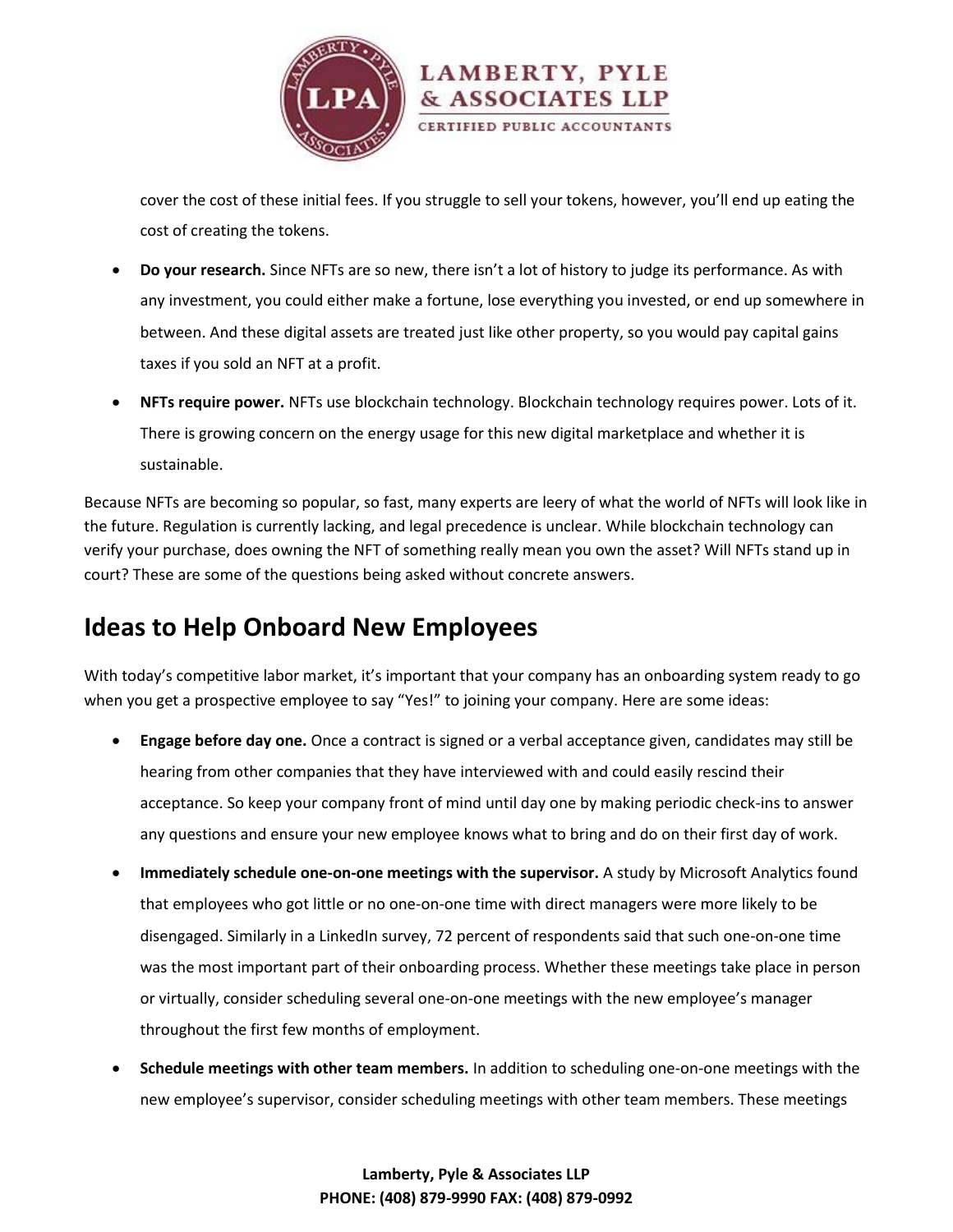cover the cost of these initial fees. If you struggle to sell your tokens, however, you'll end up eating the cost of creating the tokens.

- **Do your research.** Since NFTs are so new, there isn't a lot of history to judge its performance. As with any investment, you could either make a fortune, lose everything you invested, or end up somewhere in between. And these digital assets are treated just like other property, so you would pay capital gains taxes if you sold an NFT at a profit.
- **NFTs require power.** NFTs use blockchain technology. Blockchain technology requires power. Lots of it. There is growing concern on the energy usage for this new digital marketplace and whether it is sustainable.

Because NFTs are becoming so popular, so fast, many experts are leery of what the world of NFTs will look like in the future. Regulation is currently lacking, and legal precedence is unclear. While blockchain technology can verify your purchase, does owning the NFT of something really mean you own the asset? Will NFTs stand up in court? These are some of the questions being asked without concrete answers.

## Ideas to Help Onboard New Employees

With today's competitive labor market, it's important that your company has an onboarding system ready to go when you get a prospective employee to say "Yes!" to joining your company. Here are some ideas:

- **Engage before day one.** Once a contract is signed or a verbal acceptance given, candidates may still be hearing from other companies that they have interviewed with and could easily rescind their acceptance. So keep your company front of mind until day one by making periodic check-ins to answer any questions and ensure your new employee knows what to bring and do on their first day of work.
- **Immediately schedule one-on-one meetings with the supervisor.** A study by Microsoft Analytics found that employees who got little or no one-on-one time with direct managers were more likely to be disengaged. Similarly in a LinkedIn survey, 72 percent of respondents said that such one-on-one time was the most important part of their onboarding process. Whether these meetings take place in person or virtually, consider scheduling several one-on-one meetings with the new employee's manager throughout the first few months of employment.
- **Schedule meetings with other team members.** In addition to scheduling one-on-one meetings with the new employee's supervisor, consider scheduling meetings with other team members. These meetings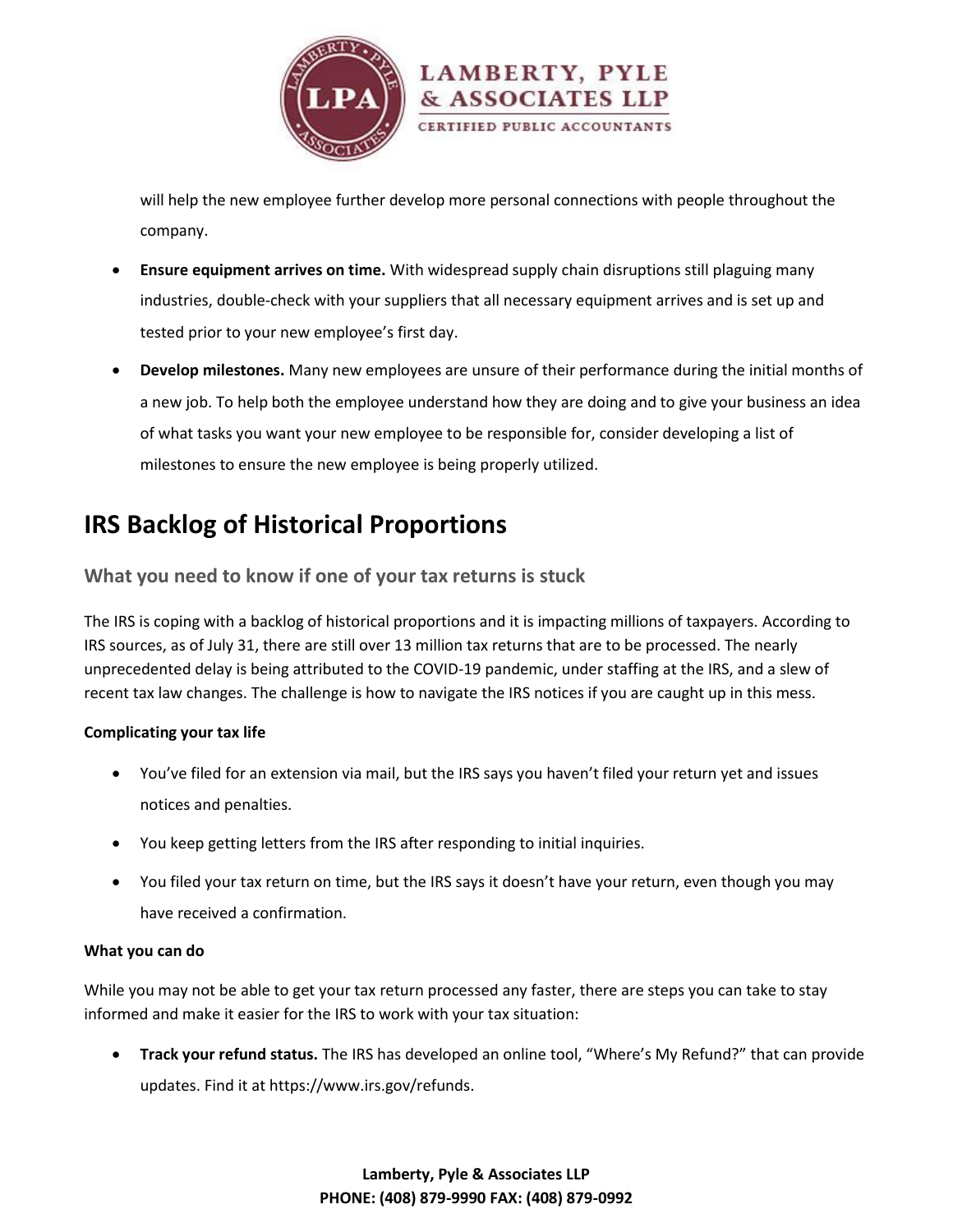will help the new employee further develop more personal connections with people throughout the company.

- **Ensure equipment arrives on time.** With widespread supply chain disruptions still plaguing many industries, double-check with your suppliers that all necessary equipment arrives and is set up and tested prior to your new employee's first day.
- **Develop milestones.** Many new employees are unsure of their performance during the initial months of a new job. To help both the employee understand how they are doing and to give your business an idea of what tasks you want your new employee to be responsible for, consider developing a list of milestones to ensure the new employee is being properly utilized.

## IRS Backlog of Historical Proportions

### What you need to know if one of your tax returns is stuck

The IRS is coping with a backlog of historical proportions and it is impacting millions of taxpayers. According to IRS sources, as of July 31, there are still over 13 million tax returns that are to be processed. The nearly unprecedented delay is being attributed to the COVID-19 pandemic, under staffing at the IRS, and a slew of recent tax law changes. The challenge is how to navigate the IRS notices if you are caught up in this mess.

**Complicating your tax life**

- You've filed for an extension via mail, but the IRS says you haven't filed your return yet and issues notices and penalties.
- You keep getting letters from the IRS after responding to initial inquiries.
- You filed your tax return on time, but the IRS says it doesn't have your return, even though you may have received a confirmation.

**What you can do**

While you may not be able to get your tax return processed any faster, there are steps you can take to stay informed and make it easier for the IRS to work with your tax situation:

- **Track your refund status.** The IRS has developed an online tool, "Where's My Refund?" that can provide updates. Find it at https://www.irs.gov/refunds.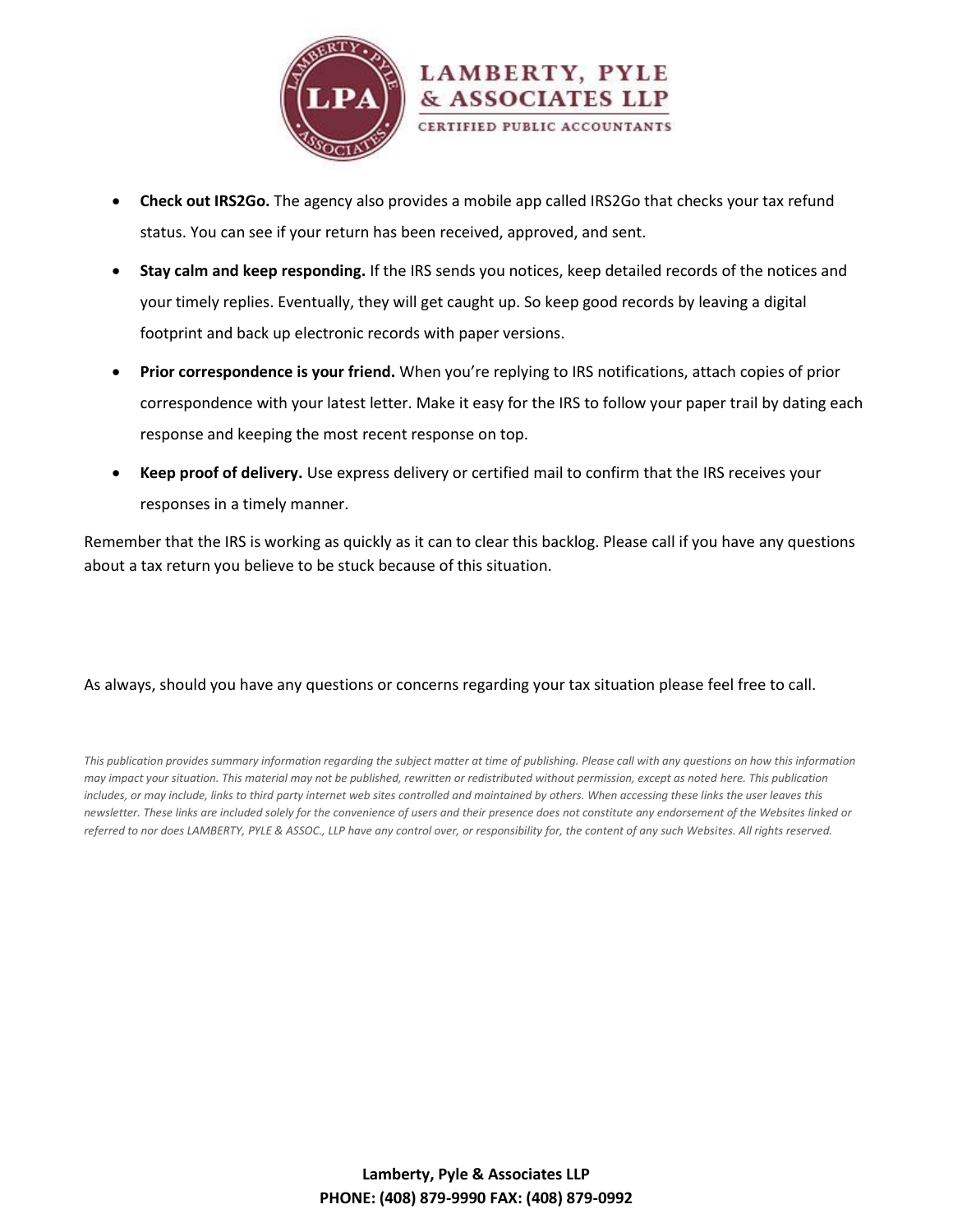- **Check out IRS2Go.** The agency also provides a mobile app called IRS2Go that checks your tax refund status. You can see if your return has been received, approved, and sent.
- **Stay calm and keep responding.** If the IRS sends you notices, keep detailed records of the notices and your timely replies. Eventually, they will get caught up. So keep good records by leaving a digital footprint and back up electronic records with paper versions.
- **Prior correspondence is your friend.** When you're replying to IRS notifications, attach copies of prior correspondence with your latest letter. Make it easy for the IRS to follow your paper trail by dating each response and keeping the most recent response on top.
- **Keep proof of delivery.** Use express delivery or certified mail to confirm that the IRS receives your responses in a timely manner.

Remember that the IRS is working as quickly as it can to clear this backlog. Please call if you have any questions about a tax return you believe to be stuck because of this situation.

As always, should you have any questions or concerns regarding your tax situation please feel free to call.

*This publication provides summary information regarding the subject matter at time of publishing. Please call with any questions on how this information may impact your situation. This material may not be published, rewritten or redistributed without permission, except as noted here. This publication includes, or may include, links to third party internet web sites controlled and maintained by others. When accessing these links the user leaves this newsletter. These links are included solely for the convenience of users and their presence does not constitute any endorsement of the Websites linked or referred to nor does LAMBERTY, PYLE & ASSOC., LLP have any control over, or responsibility for, the content of any such Websites. All rights reserved.*